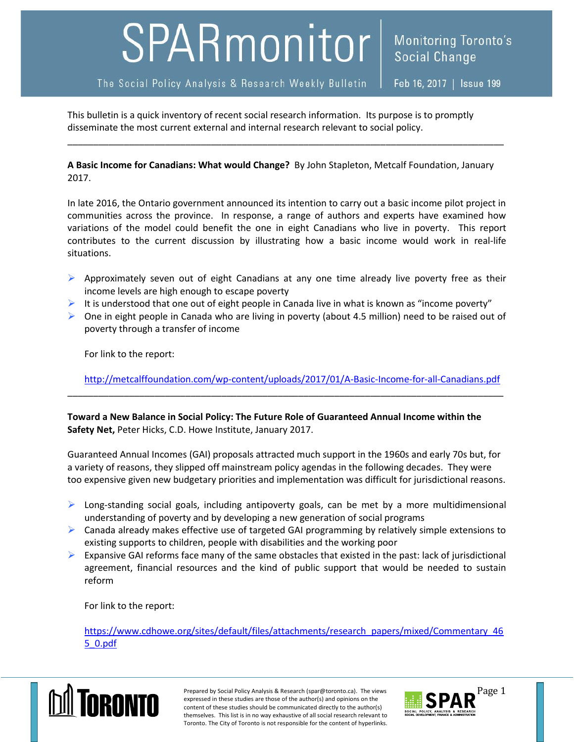# SPARmonitor

The Social Policy Analysis & Research Weekly Bulletin

Monitoring Toronto's Social Change

Feb 16, 2017 | Issue 199

This bulletin is a quick inventory of recent social research information. Its purpose is to promptly disseminate the most current external and internal research relevant to social policy.

---

**A Basic Income for Canadians: What would Change?** By John Stapleton, Metcalf Foundation, January 2017.

In late 2016, the Ontario government announced its intention to carry out a basic income pilot project in communities across the province. In response, a range of authors and experts have examined how variations of the model could benefit the one in eight Canadians who live in poverty. This report contributes to the current discussion by illustrating how a basic income would work in real-life situations.

- Approximately seven out of eight Canadians at any one time already live poverty free as their income levels are high enough to escape poverty
- It is understood that one out of eight people in Canada live in what is known as "income poverty"
- One in eight people in Canada who are living in poverty (about 4.5 million) need to be raised out of poverty through a transfer of income

For link to the report:

http://metcalffoundation.com/wp-content/uploads/2017/01/A-Basic-Income-for-all-Canadians.pdf

---

**Toward a New Balance in Social Policy: The Future Role of Guaranteed Annual Income within the Safety Net,** Peter Hicks, C.D. Howe Institute, January 2017.

Guaranteed Annual Incomes (GAI) proposals attracted much support in the 1960s and early 70s but, for a variety of reasons, they slipped off mainstream policy agendas in the following decades. They were too expensive given new budgetary priorities and implementation was difficult for jurisdictional reasons.

- Long-standing social goals, including antipoverty goals, can be met by a more multidimensional understanding of poverty and by developing a new generation of social programs
- Canada already makes effective use of targeted GAI programming by relatively simple extensions to existing supports to children, people with disabilities and the working poor
- Expansive GAI reforms face many of the same obstacles that existed in the past: lack of jurisdictional agreement, financial resources and the kind of public support that would be needed to sustain reform

For link to the report:

https://www.cdhowe.org/sites/default/files/attachments/research_papers/mixed/Commentary_465_0.pdf

Prepared by Social Policy Analysis & Research (spar@toronto.ca). The views expressed in these studies are those of the author(s) and opinions on the content of these studies should be communicated directly to the author(s) themselves. This list is in no way exhaustive of all social research relevant to Toronto. The City of Toronto is not responsible for the content of hyperlinks.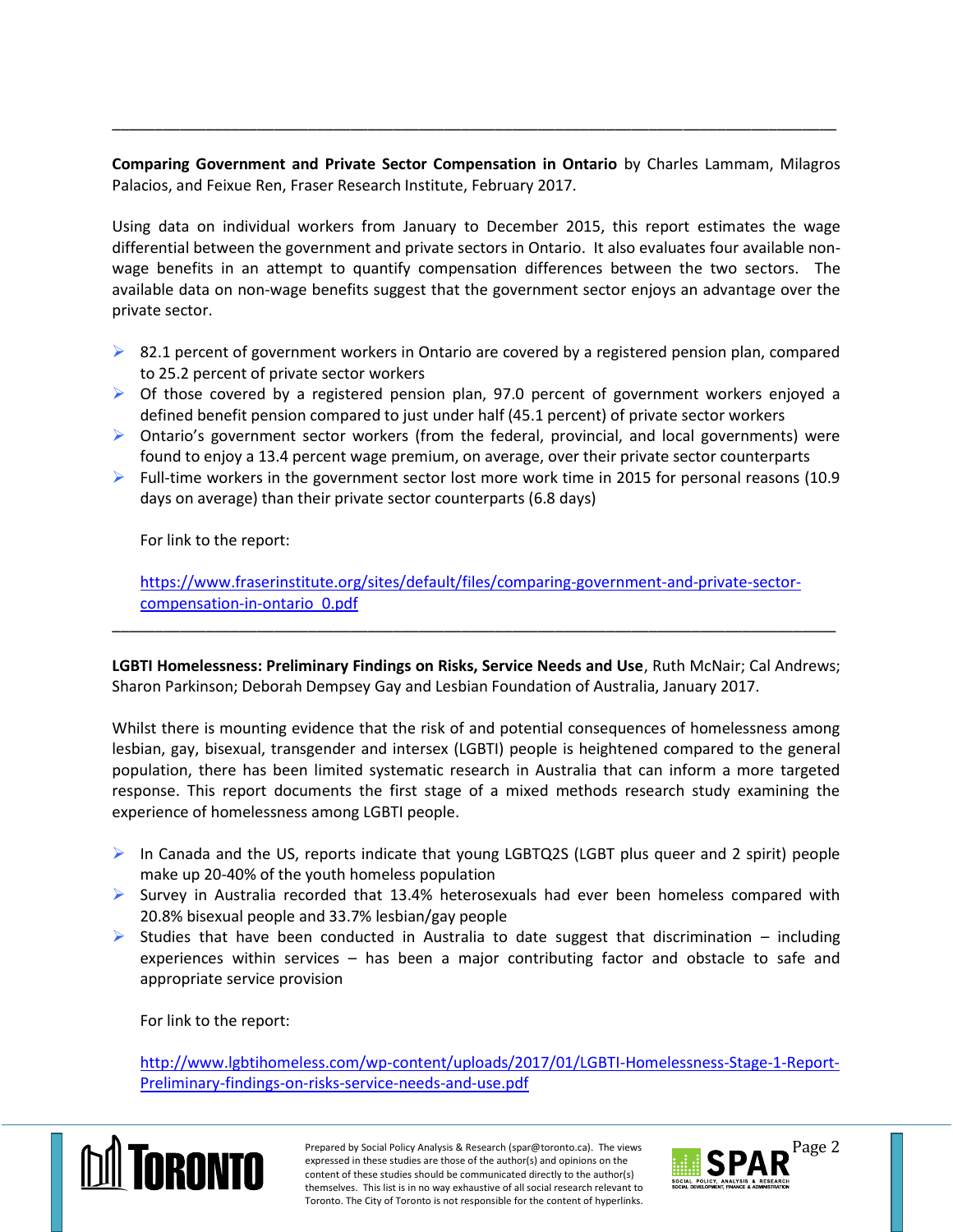---

**Comparing Government and Private Sector Compensation in Ontario** by Charles Lammam, Milagros Palacios, and Feixue Ren, Fraser Research Institute, February 2017.

Using data on individual workers from January to December 2015, this report estimates the wage differential between the government and private sectors in Ontario. It also evaluates four available non-wage benefits in an attempt to quantify compensation differences between the two sectors. The available data on non-wage benefits suggest that the government sector enjoys an advantage over the private sector.

- 82.1 percent of government workers in Ontario are covered by a registered pension plan, compared to 25.2 percent of private sector workers
- Of those covered by a registered pension plan, 97.0 percent of government workers enjoyed a defined benefit pension compared to just under half (45.1 percent) of private sector workers
- Ontario's government sector workers (from the federal, provincial, and local governments) were found to enjoy a 13.4 percent wage premium, on average, over their private sector counterparts
- Full-time workers in the government sector lost more work time in 2015 for personal reasons (10.9 days on average) than their private sector counterparts (6.8 days)

For link to the report:

https://www.fraserinstitute.org/sites/default/files/comparing-government-and-private-sector-compensation-in-ontario_0.pdf

---

**LGBTI Homelessness: Preliminary Findings on Risks, Service Needs and Use**, Ruth McNair; Cal Andrews; Sharon Parkinson; Deborah Dempsey Gay and Lesbian Foundation of Australia, January 2017.

Whilst there is mounting evidence that the risk of and potential consequences of homelessness among lesbian, gay, bisexual, transgender and intersex (LGBTI) people is heightened compared to the general population, there has been limited systematic research in Australia that can inform a more targeted response. This report documents the first stage of a mixed methods research study examining the experience of homelessness among LGBTI people.

- In Canada and the US, reports indicate that young LGBTQ2S (LGBT plus queer and 2 spirit) people make up 20-40% of the youth homeless population
- Survey in Australia recorded that 13.4% heterosexuals had ever been homeless compared with 20.8% bisexual people and 33.7% lesbian/gay people
- Studies that have been conducted in Australia to date suggest that discrimination – including experiences within services – has been a major contributing factor and obstacle to safe and appropriate service provision

For link to the report:

http://www.lgbtihomeless.com/wp-content/uploads/2017/01/LGBTI-Homelessness-Stage-1-Report-Preliminary-findings-on-risks-service-needs-and-use.pdf

Prepared by Social Policy Analysis & Research (spar@toronto.ca). The views expressed in these studies are those of the author(s) and opinions on the content of these studies should be communicated directly to the author(s) themselves. This list is in no way exhaustive of all social research relevant to Toronto. The City of Toronto is not responsible for the content of hyperlinks.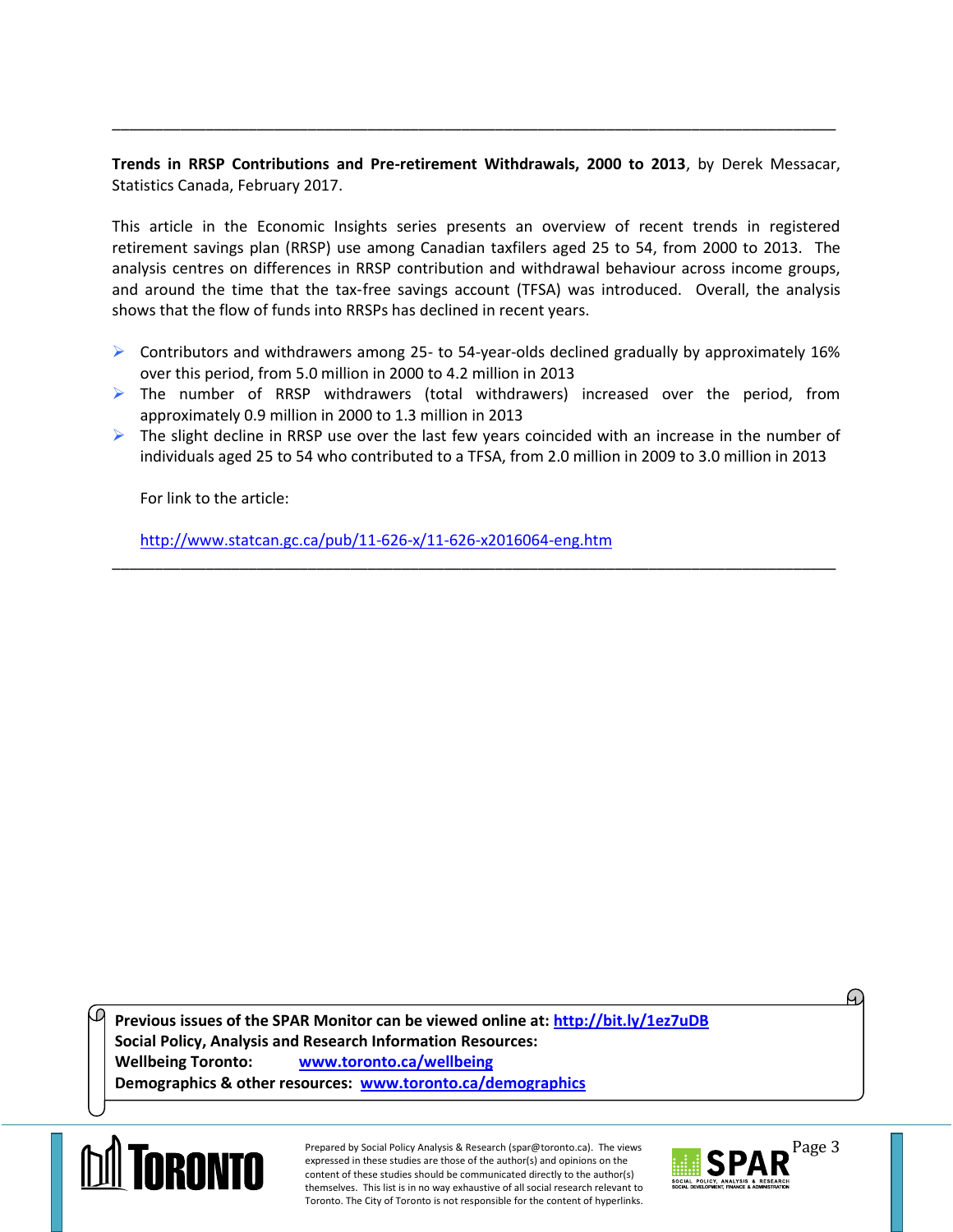---

**Trends in RRSP Contributions and Pre-retirement Withdrawals, 2000 to 2013**, by Derek Messacar, Statistics Canada, February 2017.

This article in the Economic Insights series presents an overview of recent trends in registered retirement savings plan (RRSP) use among Canadian taxfilers aged 25 to 54, from 2000 to 2013. The analysis centres on differences in RRSP contribution and withdrawal behaviour across income groups, and around the time that the tax-free savings account (TFSA) was introduced. Overall, the analysis shows that the flow of funds into RRSPs has declined in recent years.

- Contributors and withdrawers among 25- to 54-year-olds declined gradually by approximately 16% over this period, from 5.0 million in 2000 to 4.2 million in 2013
- The number of RRSP withdrawers (total withdrawers) increased over the period, from approximately 0.9 million in 2000 to 1.3 million in 2013
- The slight decline in RRSP use over the last few years coincided with an increase in the number of individuals aged 25 to 54 who contributed to a TFSA, from 2.0 million in 2009 to 3.0 million in 2013

For link to the article:

http://www.statcan.gc.ca/pub/11-626-x/11-626-x2016064-eng.htm

---

**Previous issues of the SPAR Monitor can be viewed online at: http://bit.ly/1ez7uDB**
**Social Policy, Analysis and Research Information Resources:**
**Wellbeing Toronto: www.toronto.ca/wellbeing**
**Demographics & other resources: www.toronto.ca/demographics**

Prepared by Social Policy Analysis & Research (spar@toronto.ca). The views expressed in these studies are those of the author(s) and opinions on the content of these studies should be communicated directly to the author(s) themselves. This list is in no way exhaustive of all social research relevant to Toronto. The City of Toronto is not responsible for the content of hyperlinks.